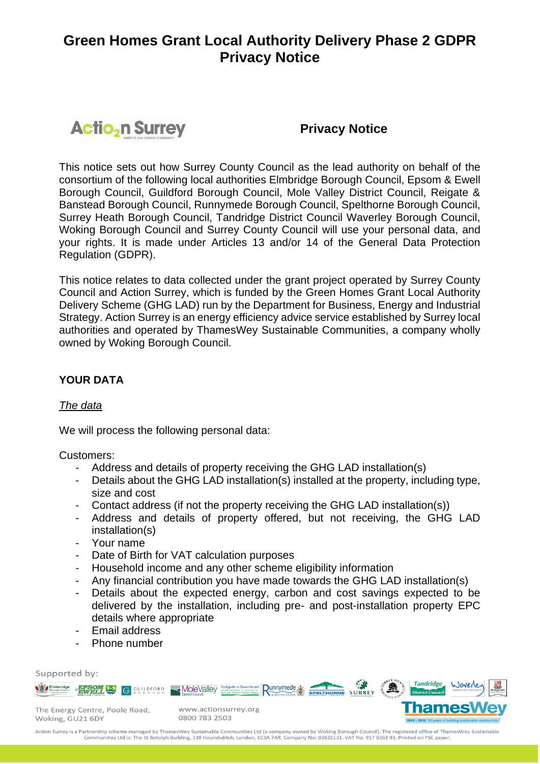# Green Homes Grant Local Authority Delivery Phase 2 GDPR Privacy Notice

## Privacy Notice

This notice sets out how Surrey County Council as the lead authority on behalf of the consortium of the following local authorities Elmbridge Borough Council, Epsom & Ewell Borough Council, Guildford Borough Council, Mole Valley District Council, Reigate & Banstead Borough Council, Runnymede Borough Council, Spelthorne Borough Council, Surrey Heath Borough Council, Tandridge District Council Waverley Borough Council, Woking Borough Council and Surrey County Council will use your personal data, and your rights. It is made under Articles 13 and/or 14 of the General Data Protection Regulation (GDPR).

This notice relates to data collected under the grant project operated by Surrey County Council and Action Surrey, which is funded by the Green Homes Grant Local Authority Delivery Scheme (GHG LAD) run by the Department for Business, Energy and Industrial Strategy. Action Surrey is an energy efficiency advice service established by Surrey local authorities and operated by ThamesWey Sustainable Communities, a company wholly owned by Woking Borough Council.

### YOUR DATA

*The data*

We will process the following personal data:

Customers:

- Address and details of property receiving the GHG LAD installation(s)
- Details about the GHG LAD installation(s) installed at the property, including type, size and cost
- Contact address (if not the property receiving the GHG LAD installation(s))
- Address and details of property offered, but not receiving, the GHG LAD installation(s)
- Your name
- Date of Birth for VAT calculation purposes
- Household income and any other scheme eligibility information
- Any financial contribution you have made towards the GHG LAD installation(s)
- Details about the expected energy, carbon and cost savings expected to be delivered by the installation, including pre- and post-installation property EPC details where appropriate
- Email address
- Phone number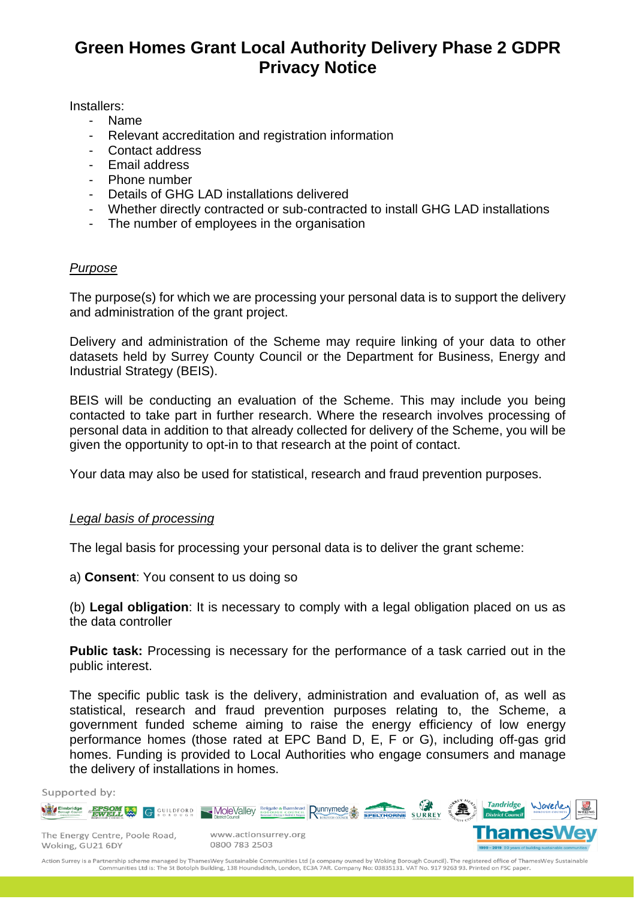# Green Homes Grant Local Authority Delivery Phase 2 GDPR Privacy Notice

Installers:

- Name
- Relevant accreditation and registration information
- Contact address
- Email address
- Phone number
- Details of GHG LAD installations delivered
- Whether directly contracted or sub-contracted to install GHG LAD installations
- The number of employees in the organisation

*Purpose*

The purpose(s) for which we are processing your personal data is to support the delivery and administration of the grant project.

Delivery and administration of the Scheme may require linking of your data to other datasets held by Surrey County Council or the Department for Business, Energy and Industrial Strategy (BEIS).

BEIS will be conducting an evaluation of the Scheme. This may include you being contacted to take part in further research. Where the research involves processing of personal data in addition to that already collected for delivery of the Scheme, you will be given the opportunity to opt-in to that research at the point of contact.

Your data may also be used for statistical, research and fraud prevention purposes.

*Legal basis of processing*

The legal basis for processing your personal data is to deliver the grant scheme:

a) **Consent**: You consent to us doing so

(b) **Legal obligation**: It is necessary to comply with a legal obligation placed on us as the data controller

**Public task:** Processing is necessary for the performance of a task carried out in the public interest.

The specific public task is the delivery, administration and evaluation of, as well as statistical, research and fraud prevention purposes relating to, the Scheme, a government funded scheme aiming to raise the energy efficiency of low energy performance homes (those rated at EPC Band D, E, F or G), including off-gas grid homes. Funding is provided to Local Authorities who engage consumers and manage the delivery of installations in homes.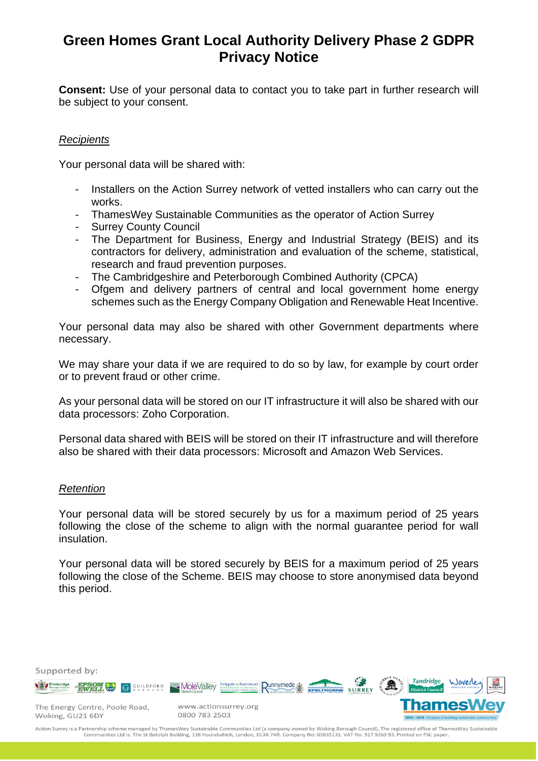# Green Homes Grant Local Authority Delivery Phase 2 GDPR Privacy Notice

**Consent:** Use of your personal data to contact you to take part in further research will be subject to your consent.

*Recipients*

Your personal data will be shared with:

- Installers on the Action Surrey network of vetted installers who can carry out the works.
- ThamesWey Sustainable Communities as the operator of Action Surrey
- Surrey County Council
- The Department for Business, Energy and Industrial Strategy (BEIS) and its contractors for delivery, administration and evaluation of the scheme, statistical, research and fraud prevention purposes.
- The Cambridgeshire and Peterborough Combined Authority (CPCA)
- Ofgem and delivery partners of central and local government home energy schemes such as the Energy Company Obligation and Renewable Heat Incentive.

Your personal data may also be shared with other Government departments where necessary.

We may share your data if we are required to do so by law, for example by court order or to prevent fraud or other crime.

As your personal data will be stored on our IT infrastructure it will also be shared with our data processors: Zoho Corporation.

Personal data shared with BEIS will be stored on their IT infrastructure and will therefore also be shared with their data processors: Microsoft and Amazon Web Services.

*Retention*

Your personal data will be stored securely by us for a maximum period of 25 years following the close of the scheme to align with the normal guarantee period for wall insulation.

Your personal data will be stored securely by BEIS for a maximum period of 25 years following the close of the Scheme. BEIS may choose to store anonymised data beyond this period.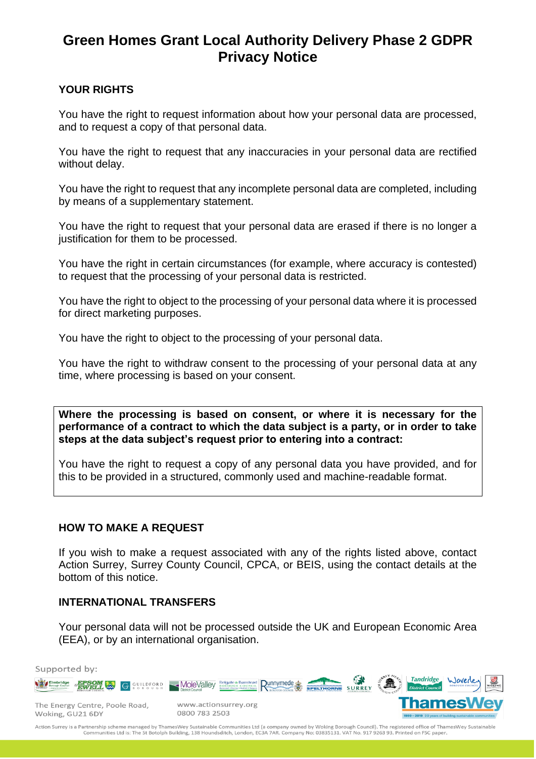# Green Homes Grant Local Authority Delivery Phase 2 GDPR Privacy Notice

## YOUR RIGHTS

You have the right to request information about how your personal data are processed, and to request a copy of that personal data.

You have the right to request that any inaccuracies in your personal data are rectified without delay.

You have the right to request that any incomplete personal data are completed, including by means of a supplementary statement.

You have the right to request that your personal data are erased if there is no longer a justification for them to be processed.

You have the right in certain circumstances (for example, where accuracy is contested) to request that the processing of your personal data is restricted.

You have the right to object to the processing of your personal data where it is processed for direct marketing purposes.

You have the right to object to the processing of your personal data.

You have the right to withdraw consent to the processing of your personal data at any time, where processing is based on your consent.

**Where the processing is based on consent, or where it is necessary for the performance of a contract to which the data subject is a party, or in order to take steps at the data subject's request prior to entering into a contract:**

You have the right to request a copy of any personal data you have provided, and for this to be provided in a structured, commonly used and machine-readable format.

## HOW TO MAKE A REQUEST

If you wish to make a request associated with any of the rights listed above, contact Action Surrey, Surrey County Council, CPCA, or BEIS, using the contact details at the bottom of this notice.

## INTERNATIONAL TRANSFERS

Your personal data will not be processed outside the UK and European Economic Area (EEA), or by an international organisation.

Supported by:

The Energy Centre, Poole Road, Woking, GU21 6DY

www.actionsurrey.org
0800 783 2503

Action Surrey is a Partnership scheme managed by ThamesWey Sustainable Communities Ltd (a company owned by Woking Borough Council). The registered office of ThamesWey Sustainable Communities Ltd is: The St Botolph Building, 138 Houndsditch, London, EC3A 7AR. Company No: 03835131. VAT No. 917 9263 93. Printed on FSC paper.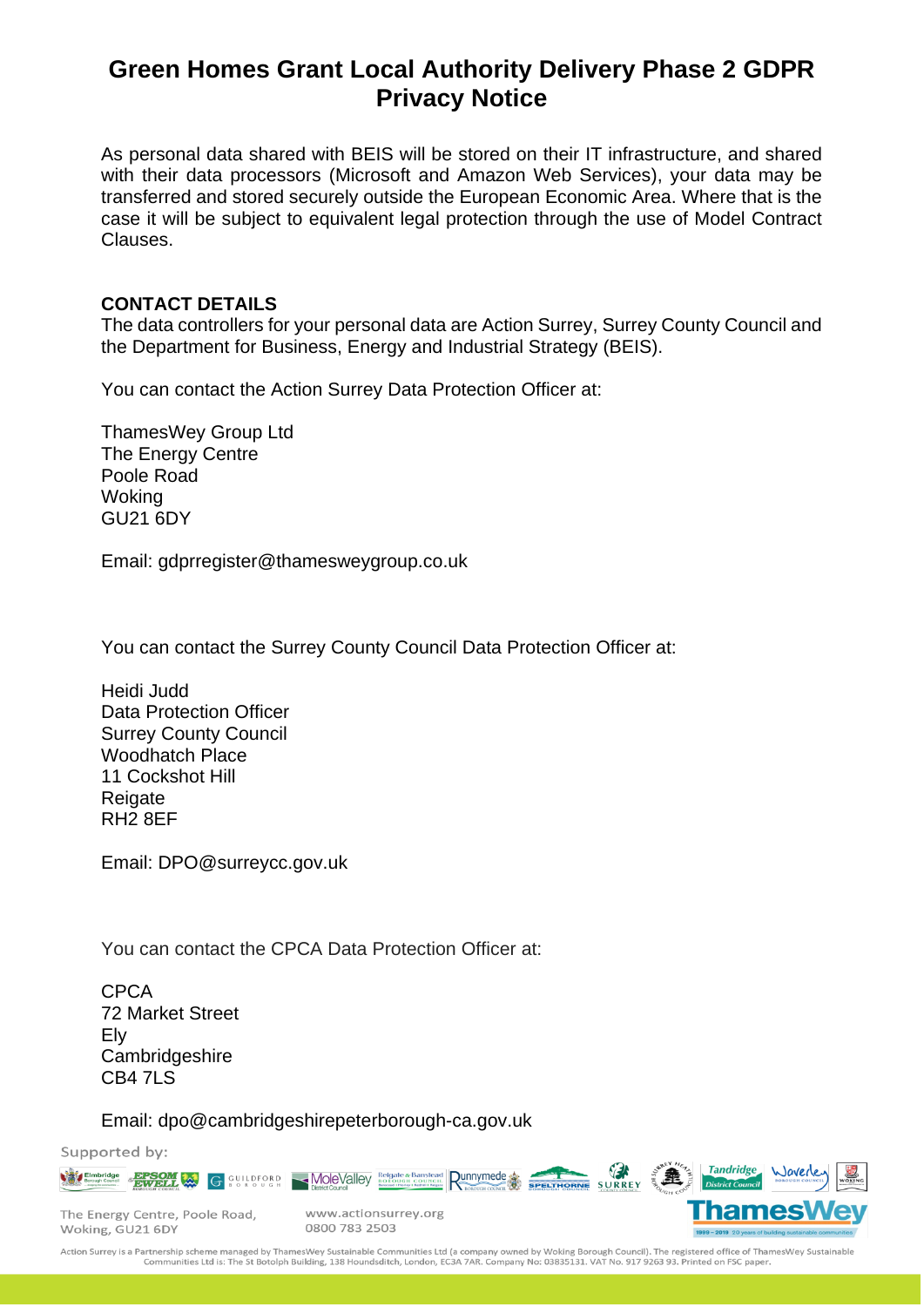# Green Homes Grant Local Authority Delivery Phase 2 GDPR Privacy Notice

As personal data shared with BEIS will be stored on their IT infrastructure, and shared with their data processors (Microsoft and Amazon Web Services), your data may be transferred and stored securely outside the European Economic Area. Where that is the case it will be subject to equivalent legal protection through the use of Model Contract Clauses.

**CONTACT DETAILS**

The data controllers for your personal data are Action Surrey, Surrey County Council and the Department for Business, Energy and Industrial Strategy (BEIS).

You can contact the Action Surrey Data Protection Officer at:

ThamesWey Group Ltd
The Energy Centre
Poole Road
Woking
GU21 6DY

Email: gdprregister@thamesweygroup.co.uk

You can contact the Surrey County Council Data Protection Officer at:

Heidi Judd
Data Protection Officer
Surrey County Council
Woodhatch Place
11 Cockshot Hill
Reigate
RH2 8EF

Email: DPO@surreycc.gov.uk

You can contact the CPCA Data Protection Officer at:

CPCA
72 Market Street
Ely
Cambridgeshire
CB4 7LS

Email: dpo@cambridgeshirepeterborough-ca.gov.uk

Supported by:

The Energy Centre, Poole Road, Woking, GU21 6DY

www.actionsurrey.org
0800 783 2503

Action Surrey is a Partnership scheme managed by ThamesWey Sustainable Communities Ltd (a company owned by Woking Borough Council). The registered office of ThamesWey Sustainable Communities Ltd is: The St Botolph Building, 138 Houndsditch, London, EC3A 7AR. Company No: 03835131. VAT No. 917 9263 93. Printed on FSC paper.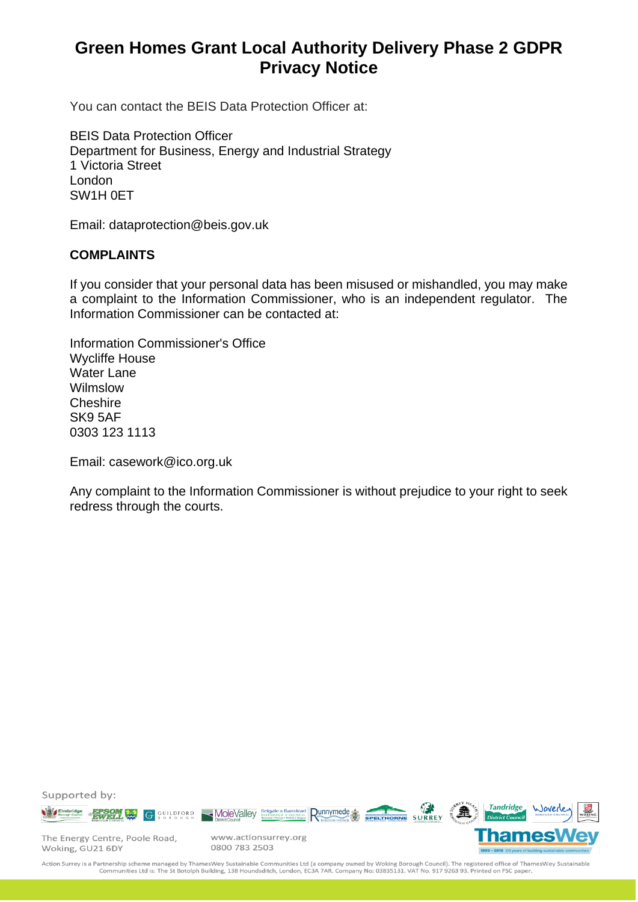# Green Homes Grant Local Authority Delivery Phase 2 GDPR Privacy Notice

You can contact the BEIS Data Protection Officer at:

BEIS Data Protection Officer
Department for Business, Energy and Industrial Strategy
1 Victoria Street
London
SW1H 0ET

Email: dataprotection@beis.gov.uk

**COMPLAINTS**

If you consider that your personal data has been misused or mishandled, you may make a complaint to the Information Commissioner, who is an independent regulator. The Information Commissioner can be contacted at:

Information Commissioner's Office
Wycliffe House
Water Lane
Wilmslow
Cheshire
SK9 5AF
0303 123 1113

Email: casework@ico.org.uk

Any complaint to the Information Commissioner is without prejudice to your right to seek redress through the courts.

Supported by:

The Energy Centre, Poole Road, Woking, GU21 6DY

www.actionsurrey.org
0800 783 2503

Action Surrey is a Partnership scheme managed by ThamesWey Sustainable Communities Ltd (a company owned by Woking Borough Council). The registered office of ThamesWey Sustainable Communities Ltd is: The St Botolph Building, 138 Houndsditch, London, EC3A 7AR. Company No: 03835131. VAT No. 917 9263 93. Printed on FSC paper.